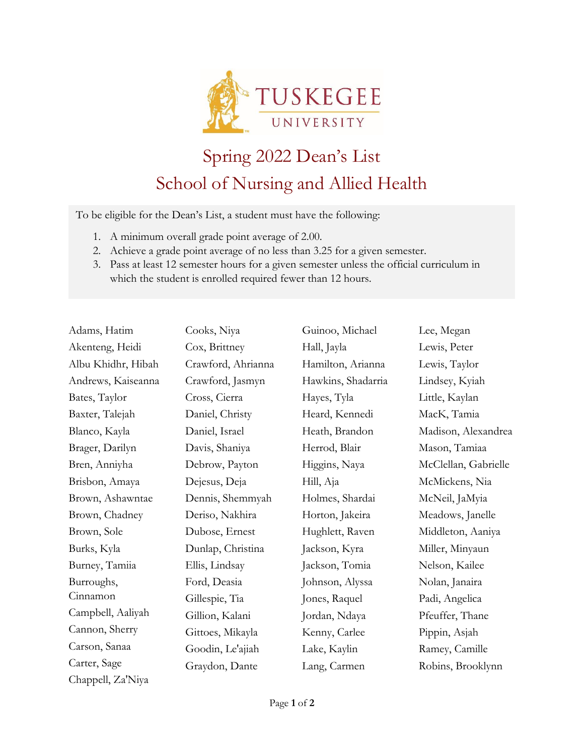Tuskegee University

# Spring 2022 Dean's List

## School of Nursing and Allied Health

To be eligible for the Dean's List, a student must have the following:

1. A minimum overall grade point average of 2.00.
2. Achieve a grade point average of no less than 3.25 for a given semester.
3. Pass at least 12 semester hours for a given semester unless the official curriculum in which the student is enrolled required fewer than 12 hours.

Adams, Hatim
Akenteng, Heidi
Albu Khidhr, Hibah
Andrews, Kaiseanna
Bates, Taylor
Baxter, Talejah
Blanco, Kayla
Brager, Darilyn
Bren, Anniyha
Brisbon, Amaya
Brown, Ashawntae
Brown, Chadney
Brown, Sole
Burks, Kyla
Burney, Tamiia
Burroughs, Cinnamon
Campbell, Aaliyah
Cannon, Sherry
Carson, Sanaa
Carter, Sage
Chappell, Za'Niya
Cooks, Niya
Cox, Brittney
Crawford, Ahrianna
Crawford, Jasmyn
Cross, Cierra
Daniel, Christy
Daniel, Israel
Davis, Shaniya
Debrow, Payton
Dejesus, Deja
Dennis, Shemmyah
Deriso, Nakhira
Dubose, Ernest
Dunlap, Christina
Ellis, Lindsay
Ford, Deasia
Gillespie, Tia
Gillion, Kalani
Gittoes, Mikayla
Goodin, Le'ajiah
Graydon, Dante
Guinoo, Michael
Hall, Jayla
Hamilton, Arianna
Hawkins, Shadarria
Hayes, Tyla
Heard, Kennedi
Heath, Brandon
Herrod, Blair
Higgins, Naya
Hill, Aja
Holmes, Shardai
Horton, Jakeira
Hughlett, Raven
Jackson, Kyra
Jackson, Tomia
Johnson, Alyssa
Jones, Raquel
Jordan, Ndaya
Kenny, Carlee
Lake, Kaylin
Lang, Carmen
Lee, Megan
Lewis, Peter
Lewis, Taylor
Lindsey, Kyiah
Little, Kaylan
MacK, Tamia
Madison, Alexandrea
Mason, Tamiaa
McClellan, Gabrielle
McMickens, Nia
McNeil, JaMyia
Meadows, Janelle
Middleton, Aaniya
Miller, Minyaun
Nelson, Kailee
Nolan, Janaira
Padi, Angelica
Pfeuffer, Thane
Pippin, Asjah
Ramey, Camille
Robins, Brooklynn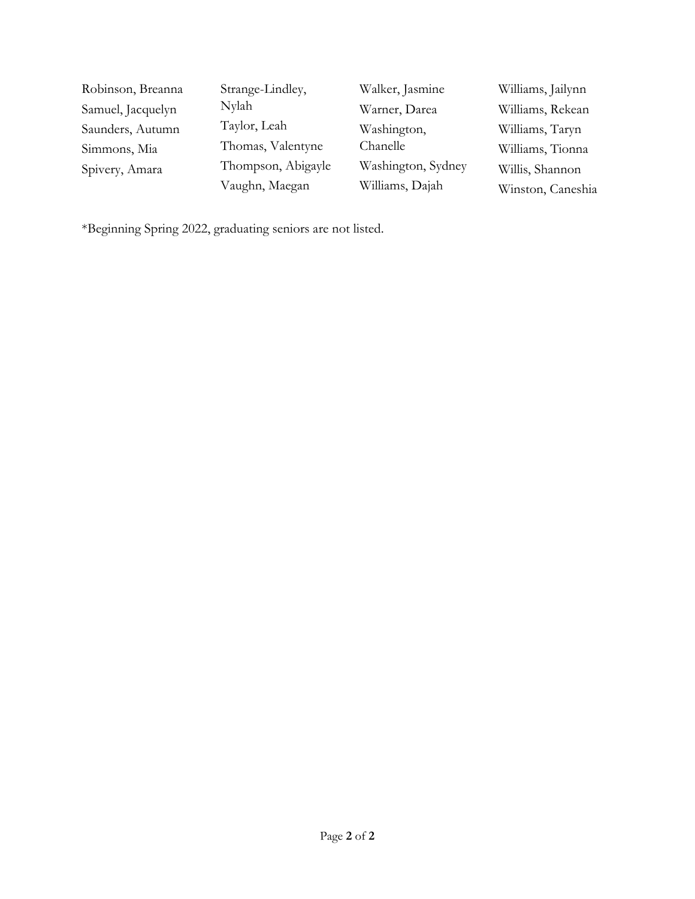Robinson, Breanna
Samuel, Jacquelyn
Saunders, Autumn
Simmons, Mia
Spivery, Amara
Strange-Lindley, Nylah
Taylor, Leah
Thomas, Valentyne
Thompson, Abigayle
Vaughn, Maegan
Walker, Jasmine
Warner, Darea
Washington, Chanelle
Washington, Sydney
Williams, Dajah
Williams, Jailynn
Williams, Rekean
Williams, Taryn
Williams, Tionna
Willis, Shannon
Winston, Caneshia

*Beginning Spring 2022, graduating seniors are not listed.